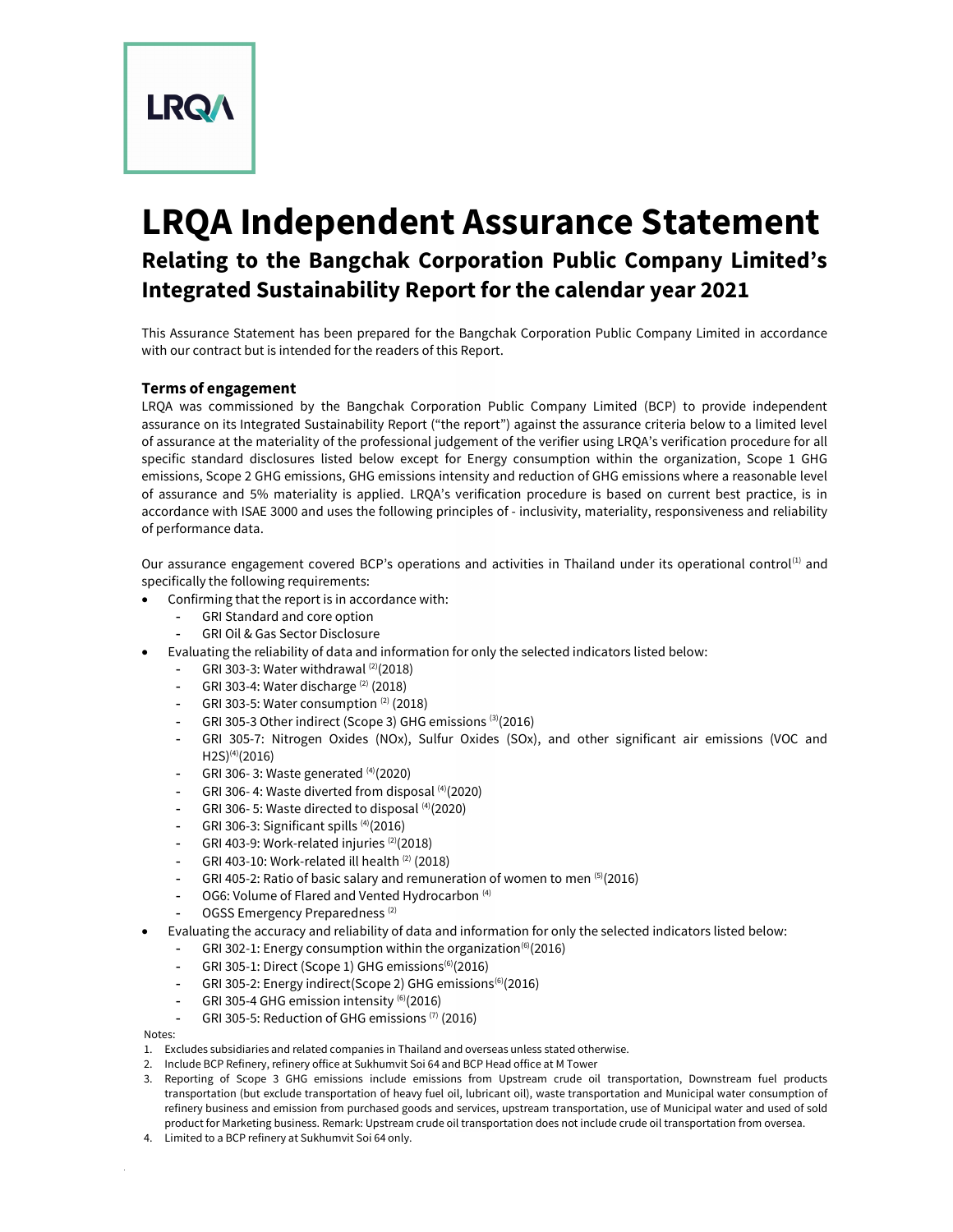# LRQA Independent Assurance Statement

## Relating to the Bangchak Corporation Public Company Limited's Integrated Sustainability Report for the calendar year 2021

This Assurance Statement has been prepared for the Bangchak Corporation Public Company Limited in accordance with our contract but is intended for the readers of this Report.

### Terms of engagement

LRQA was commissioned by the Bangchak Corporation Public Company Limited (BCP) to provide independent assurance on its Integrated Sustainability Report ("the report") against the assurance criteria below to a limited level of assurance at the materiality of the professional judgement of the verifier using LRQA's verification procedure for all specific standard disclosures listed below except for Energy consumption within the organization, Scope 1 GHG emissions, Scope 2 GHG emissions, GHG emissions intensity and reduction of GHG emissions where a reasonable level of assurance and 5% materiality is applied. LRQA's verification procedure is based on current best practice, is in accordance with ISAE 3000 and uses the following principles of - inclusivity, materiality, responsiveness and reliability of performance data.

Our assurance engagement covered BCP's operations and activities in Thailand under its operational control[1] and specifically the following requirements:

- Confirming that the report is in accordance with:
  - GRI Standard and core option
  - GRI Oil & Gas Sector Disclosure
- Evaluating the reliability of data and information for only the selected indicators listed below:
  - GRI 303-3: Water withdrawal [2](2018)
  - GRI 303-4: Water discharge [2] (2018)
  - GRI 303-5: Water consumption [2] (2018)
  - GRI 305-3 Other indirect (Scope 3) GHG emissions [3](2016)
  - GRI 305-7: Nitrogen Oxides (NOx), Sulfur Oxides (SOx), and other significant air emissions (VOC and H2S)[4](2016)
  - GRI 306- 3: Waste generated [4](2020)
  - GRI 306- 4: Waste diverted from disposal [4](2020)
  - GRI 306- 5: Waste directed to disposal [4](2020)
  - GRI 306-3: Significant spills [4](2016)
  - GRI 403-9: Work-related injuries [2](2018)
  - GRI 403-10: Work-related ill health [2] (2018)
  - GRI 405-2: Ratio of basic salary and remuneration of women to men [5](2016)
  - OG6: Volume of Flared and Vented Hydrocarbon [4]
  - OGSS Emergency Preparedness [2]
- Evaluating the accuracy and reliability of data and information for only the selected indicators listed below:
  - GRI 302-1: Energy consumption within the organization[6](2016)
  - GRI 305-1: Direct (Scope 1) GHG emissions[6](2016)
  - GRI 305-2: Energy indirect(Scope 2) GHG emissions[6](2016)
  - GRI 305-4 GHG emission intensity [6](2016)
  - GRI 305-5: Reduction of GHG emissions [7] (2016)

Notes:

1. Excludes subsidiaries and related companies in Thailand and overseas unless stated otherwise.
2. Include BCP Refinery, refinery office at Sukhumvit Soi 64 and BCP Head office at M Tower
3. Reporting of Scope 3 GHG emissions include emissions from Upstream crude oil transportation, Downstream fuel products transportation (but exclude transportation of heavy fuel oil, lubricant oil), waste transportation and Municipal water consumption of refinery business and emission from purchased goods and services, upstream transportation, use of Municipal water and used of sold product for Marketing business. Remark: Upstream crude oil transportation does not include crude oil transportation from oversea.
4. Limited to a BCP refinery at Sukhumvit Soi 64 only.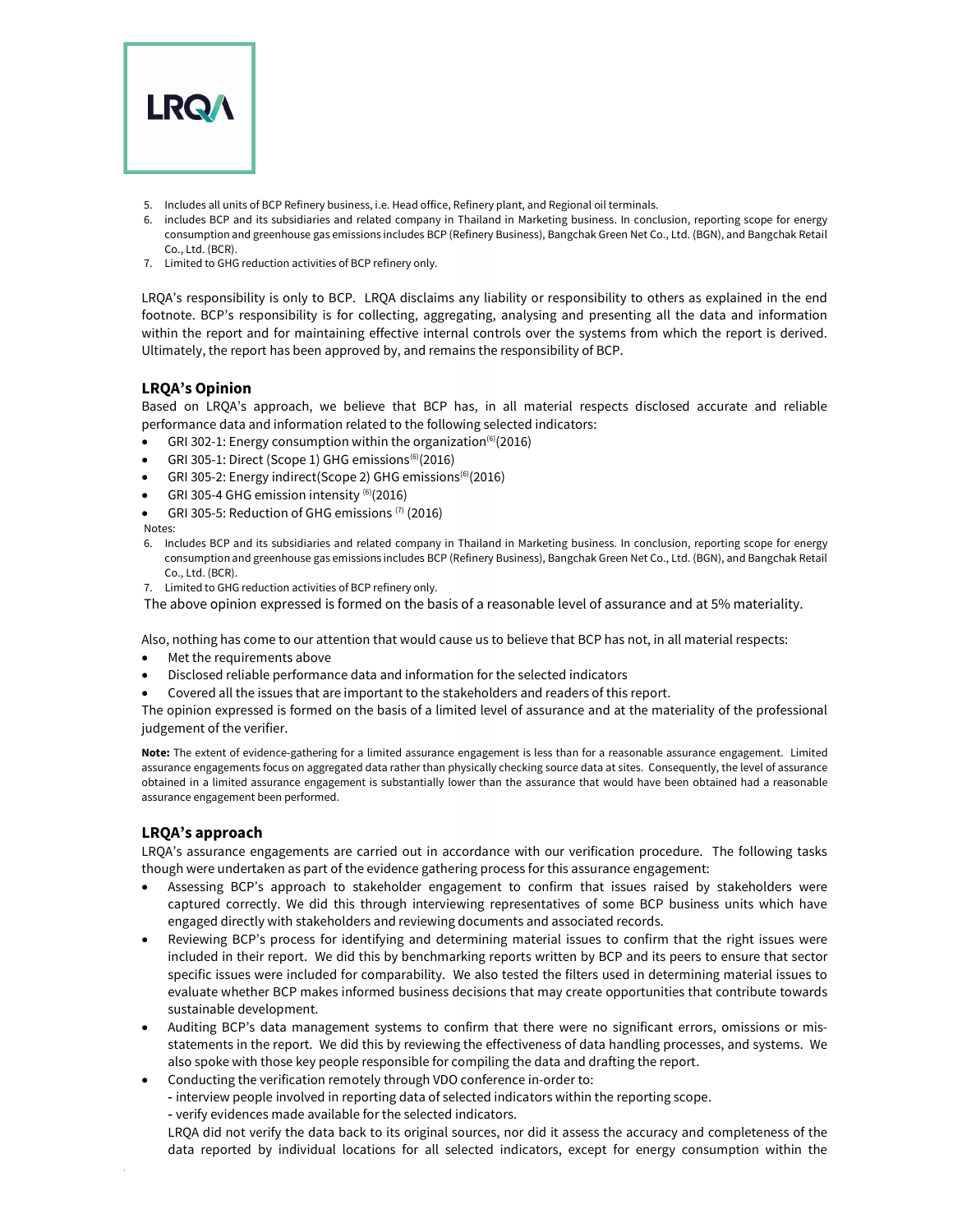5. Includes all units of BCP Refinery business, i.e. Head office, Refinery plant, and Regional oil terminals.
6. includes BCP and its subsidiaries and related company in Thailand in Marketing business. In conclusion, reporting scope for energy consumption and greenhouse gas emissions includes BCP (Refinery Business), Bangchak Green Net Co., Ltd. (BGN), and Bangchak Retail Co., Ltd. (BCR).
7. Limited to GHG reduction activities of BCP refinery only.

LRQA's responsibility is only to BCP. LRQA disclaims any liability or responsibility to others as explained in the end footnote. BCP's responsibility is for collecting, aggregating, analysing and presenting all the data and information within the report and for maintaining effective internal controls over the systems from which the report is derived. Ultimately, the report has been approved by, and remains the responsibility of BCP.

### LRQA's Opinion

Based on LRQA's approach, we believe that BCP has, in all material respects disclosed accurate and reliable performance data and information related to the following selected indicators:

- GRI 302-1: Energy consumption within the organization[6](2016)
- GRI 305-1: Direct (Scope 1) GHG emissions[6](2016)
- GRI 305-2: Energy indirect(Scope 2) GHG emissions[6](2016)
- GRI 305-4 GHG emission intensity [6](2016)
- GRI 305-5: Reduction of GHG emissions [7] (2016)

Notes:

6. Includes BCP and its subsidiaries and related company in Thailand in Marketing business. In conclusion, reporting scope for energy consumption and greenhouse gas emissions includes BCP (Refinery Business), Bangchak Green Net Co., Ltd. (BGN), and Bangchak Retail Co., Ltd. (BCR).
7. Limited to GHG reduction activities of BCP refinery only.

The above opinion expressed is formed on the basis of a reasonable level of assurance and at 5% materiality.

Also, nothing has come to our attention that would cause us to believe that BCP has not, in all material respects:

- Met the requirements above
- Disclosed reliable performance data and information for the selected indicators
- Covered all the issues that are important to the stakeholders and readers of this report.

The opinion expressed is formed on the basis of a limited level of assurance and at the materiality of the professional judgement of the verifier.

**Note:** The extent of evidence-gathering for a limited assurance engagement is less than for a reasonable assurance engagement. Limited assurance engagements focus on aggregated data rather than physically checking source data at sites. Consequently, the level of assurance obtained in a limited assurance engagement is substantially lower than the assurance that would have been obtained had a reasonable assurance engagement been performed.

### LRQA's approach

LRQA's assurance engagements are carried out in accordance with our verification procedure. The following tasks though were undertaken as part of the evidence gathering process for this assurance engagement:

- Assessing BCP's approach to stakeholder engagement to confirm that issues raised by stakeholders were captured correctly. We did this through interviewing representatives of some BCP business units which have engaged directly with stakeholders and reviewing documents and associated records.
- Reviewing BCP's process for identifying and determining material issues to confirm that the right issues were included in their report. We did this by benchmarking reports written by BCP and its peers to ensure that sector specific issues were included for comparability. We also tested the filters used in determining material issues to evaluate whether BCP makes informed business decisions that may create opportunities that contribute towards sustainable development.
- Auditing BCP's data management systems to confirm that there were no significant errors, omissions or mis-statements in the report. We did this by reviewing the effectiveness of data handling processes, and systems. We also spoke with those key people responsible for compiling the data and drafting the report.
- Conducting the verification remotely through VDO conference in-order to:
  - interview people involved in reporting data of selected indicators within the reporting scope.
  - verify evidences made available for the selected indicators.

  LRQA did not verify the data back to its original sources, nor did it assess the accuracy and completeness of the data reported by individual locations for all selected indicators, except for energy consumption within the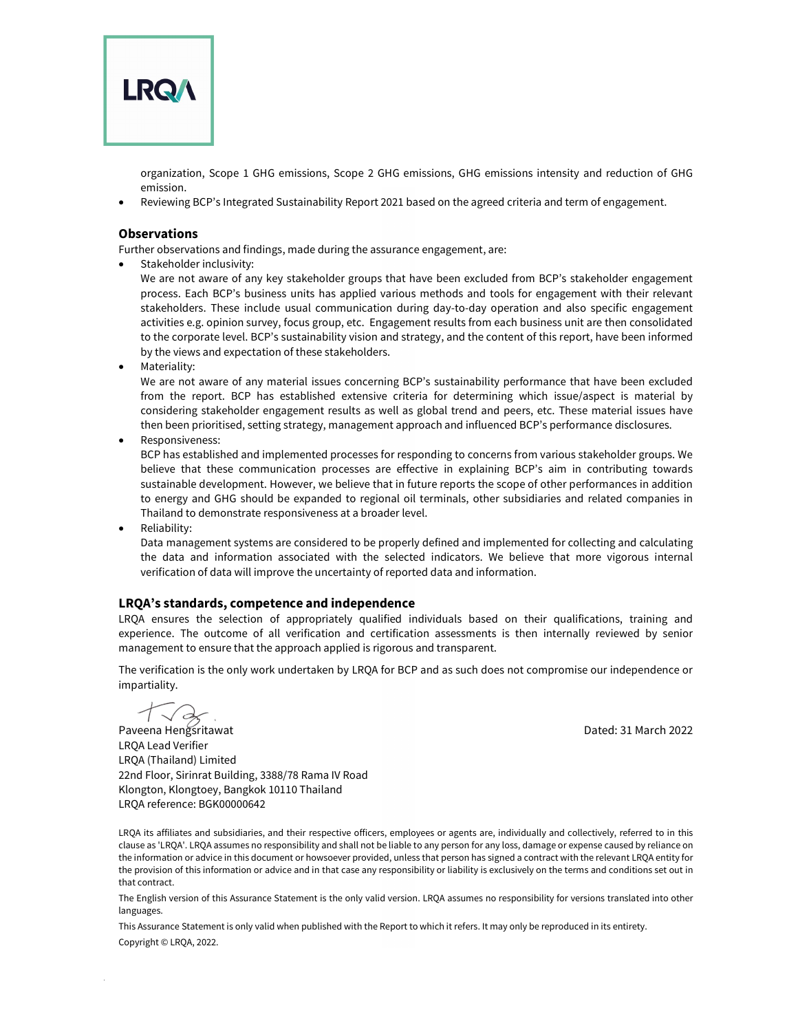organization, Scope 1 GHG emissions, Scope 2 GHG emissions, GHG emissions intensity and reduction of GHG emission.

- Reviewing BCP's Integrated Sustainability Report 2021 based on the agreed criteria and term of engagement.

### Observations

Further observations and findings, made during the assurance engagement, are:

- Stakeholder inclusivity:
  We are not aware of any key stakeholder groups that have been excluded from BCP's stakeholder engagement process. Each BCP's business units has applied various methods and tools for engagement with their relevant stakeholders. These include usual communication during day-to-day operation and also specific engagement activities e.g. opinion survey, focus group, etc. Engagement results from each business unit are then consolidated to the corporate level. BCP's sustainability vision and strategy, and the content of this report, have been informed by the views and expectation of these stakeholders.
- Materiality:
  We are not aware of any material issues concerning BCP's sustainability performance that have been excluded from the report. BCP has established extensive criteria for determining which issue/aspect is material by considering stakeholder engagement results as well as global trend and peers, etc. These material issues have then been prioritised, setting strategy, management approach and influenced BCP's performance disclosures.
- Responsiveness:
  BCP has established and implemented processes for responding to concerns from various stakeholder groups. We believe that these communication processes are effective in explaining BCP's aim in contributing towards sustainable development. However, we believe that in future reports the scope of other performances in addition to energy and GHG should be expanded to regional oil terminals, other subsidiaries and related companies in Thailand to demonstrate responsiveness at a broader level.
- Reliability:
  Data management systems are considered to be properly defined and implemented for collecting and calculating the data and information associated with the selected indicators. We believe that more vigorous internal verification of data will improve the uncertainty of reported data and information.

### LRQA's standards, competence and independence

LRQA ensures the selection of appropriately qualified individuals based on their qualifications, training and experience. The outcome of all verification and certification assessments is then internally reviewed by senior management to ensure that the approach applied is rigorous and transparent.

The verification is the only work undertaken by LRQA for BCP and as such does not compromise our independence or impartiality.

Paveena Hengsritawat
LRQA Lead Verifier
LRQA (Thailand) Limited
22nd Floor, Sirinrat Building, 3388/78 Rama IV Road
Klongton, Klongtoey, Bangkok 10110 Thailand
LRQA reference: BGK00000642

Dated: 31 March 2022

LRQA its affiliates and subsidiaries, and their respective officers, employees or agents are, individually and collectively, referred to in this clause as 'LRQA'. LRQA assumes no responsibility and shall not be liable to any person for any loss, damage or expense caused by reliance on the information or advice in this document or howsoever provided, unless that person has signed a contract with the relevant LRQA entity for the provision of this information or advice and in that case any responsibility or liability is exclusively on the terms and conditions set out in that contract.

The English version of this Assurance Statement is the only valid version. LRQA assumes no responsibility for versions translated into other languages.

This Assurance Statement is only valid when published with the Report to which it refers. It may only be reproduced in its entirety.

Copyright © LRQA, 2022.